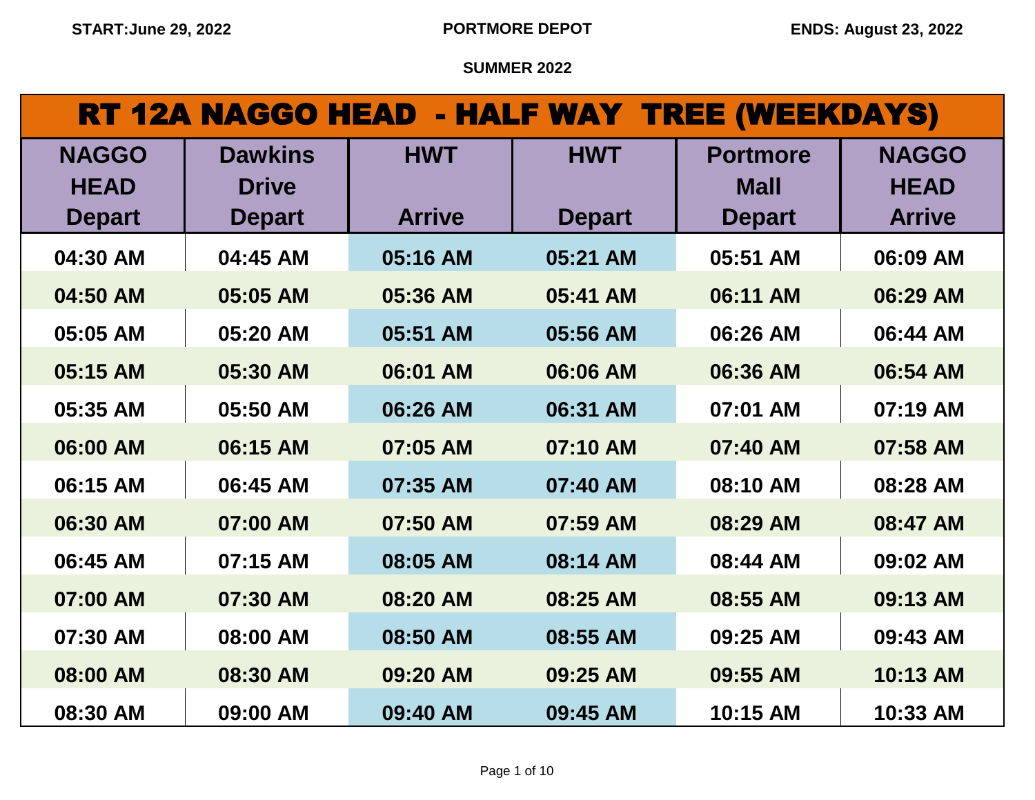START: June 29, 2022 | PORTMORE DEPOT | ENDS: August 23, 2022

SUMMER 2022

# RT 12A NAGGO HEAD - HALF WAY TREE (WEEKDAYS)

| NAGGO HEAD Depart | Dawkins Drive Depart | HWT Arrive | HWT Depart | Portmore Mall Depart | NAGGO HEAD Arrive |
|---|---|---|---|---|---|
| 04:30 AM | 04:45 AM | 05:16 AM | 05:21 AM | 05:51 AM | 06:09 AM |
| 04:50 AM | 05:05 AM | 05:36 AM | 05:41 AM | 06:11 AM | 06:29 AM |
| 05:05 AM | 05:20 AM | 05:51 AM | 05:56 AM | 06:26 AM | 06:44 AM |
| 05:15 AM | 05:30 AM | 06:01 AM | 06:06 AM | 06:36 AM | 06:54 AM |
| 05:35 AM | 05:50 AM | 06:26 AM | 06:31 AM | 07:01 AM | 07:19 AM |
| 06:00 AM | 06:15 AM | 07:05 AM | 07:10 AM | 07:40 AM | 07:58 AM |
| 06:15 AM | 06:45 AM | 07:35 AM | 07:40 AM | 08:10 AM | 08:28 AM |
| 06:30 AM | 07:00 AM | 07:50 AM | 07:59 AM | 08:29 AM | 08:47 AM |
| 06:45 AM | 07:15 AM | 08:05 AM | 08:14 AM | 08:44 AM | 09:02 AM |
| 07:00 AM | 07:30 AM | 08:20 AM | 08:25 AM | 08:55 AM | 09:13 AM |
| 07:30 AM | 08:00 AM | 08:50 AM | 08:55 AM | 09:25 AM | 09:43 AM |
| 08:00 AM | 08:30 AM | 09:20 AM | 09:25 AM | 09:55 AM | 10:13 AM |
| 08:30 AM | 09:00 AM | 09:40 AM | 09:45 AM | 10:15 AM | 10:33 AM |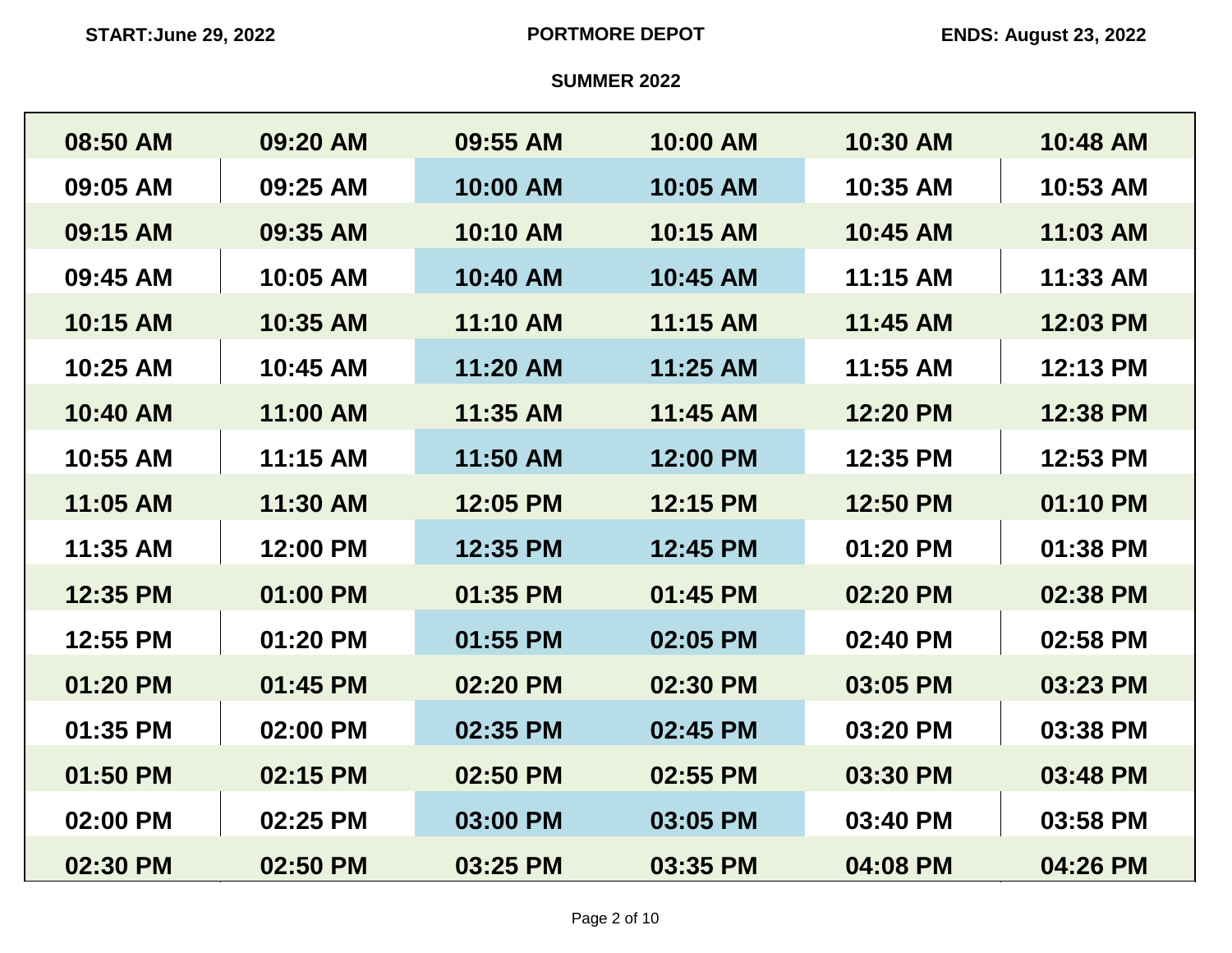**START:June 29, 2022** **PORTMORE DEPOT** **ENDS: August 23, 2022**

**SUMMER 2022**

| | | | | | |
|---|---|---|---|---|---|
| 08:50 AM | 09:20 AM | 09:55 AM | 10:00 AM | 10:30 AM | 10:48 AM |
| 09:05 AM | 09:25 AM | 10:00 AM | 10:05 AM | 10:35 AM | 10:53 AM |
| 09:15 AM | 09:35 AM | 10:10 AM | 10:15 AM | 10:45 AM | 11:03 AM |
| 09:45 AM | 10:05 AM | 10:40 AM | 10:45 AM | 11:15 AM | 11:33 AM |
| 10:15 AM | 10:35 AM | 11:10 AM | 11:15 AM | 11:45 AM | 12:03 PM |
| 10:25 AM | 10:45 AM | 11:20 AM | 11:25 AM | 11:55 AM | 12:13 PM |
| 10:40 AM | 11:00 AM | 11:35 AM | 11:45 AM | 12:20 PM | 12:38 PM |
| 10:55 AM | 11:15 AM | 11:50 AM | 12:00 PM | 12:35 PM | 12:53 PM |
| 11:05 AM | 11:30 AM | 12:05 PM | 12:15 PM | 12:50 PM | 01:10 PM |
| 11:35 AM | 12:00 PM | 12:35 PM | 12:45 PM | 01:20 PM | 01:38 PM |
| 12:35 PM | 01:00 PM | 01:35 PM | 01:45 PM | 02:20 PM | 02:38 PM |
| 12:55 PM | 01:20 PM | 01:55 PM | 02:05 PM | 02:40 PM | 02:58 PM |
| 01:20 PM | 01:45 PM | 02:20 PM | 02:30 PM | 03:05 PM | 03:23 PM |
| 01:35 PM | 02:00 PM | 02:35 PM | 02:45 PM | 03:20 PM | 03:38 PM |
| 01:50 PM | 02:15 PM | 02:50 PM | 02:55 PM | 03:30 PM | 03:48 PM |
| 02:00 PM | 02:25 PM | 03:00 PM | 03:05 PM | 03:40 PM | 03:58 PM |
| 02:30 PM | 02:50 PM | 03:25 PM | 03:35 PM | 04:08 PM | 04:26 PM |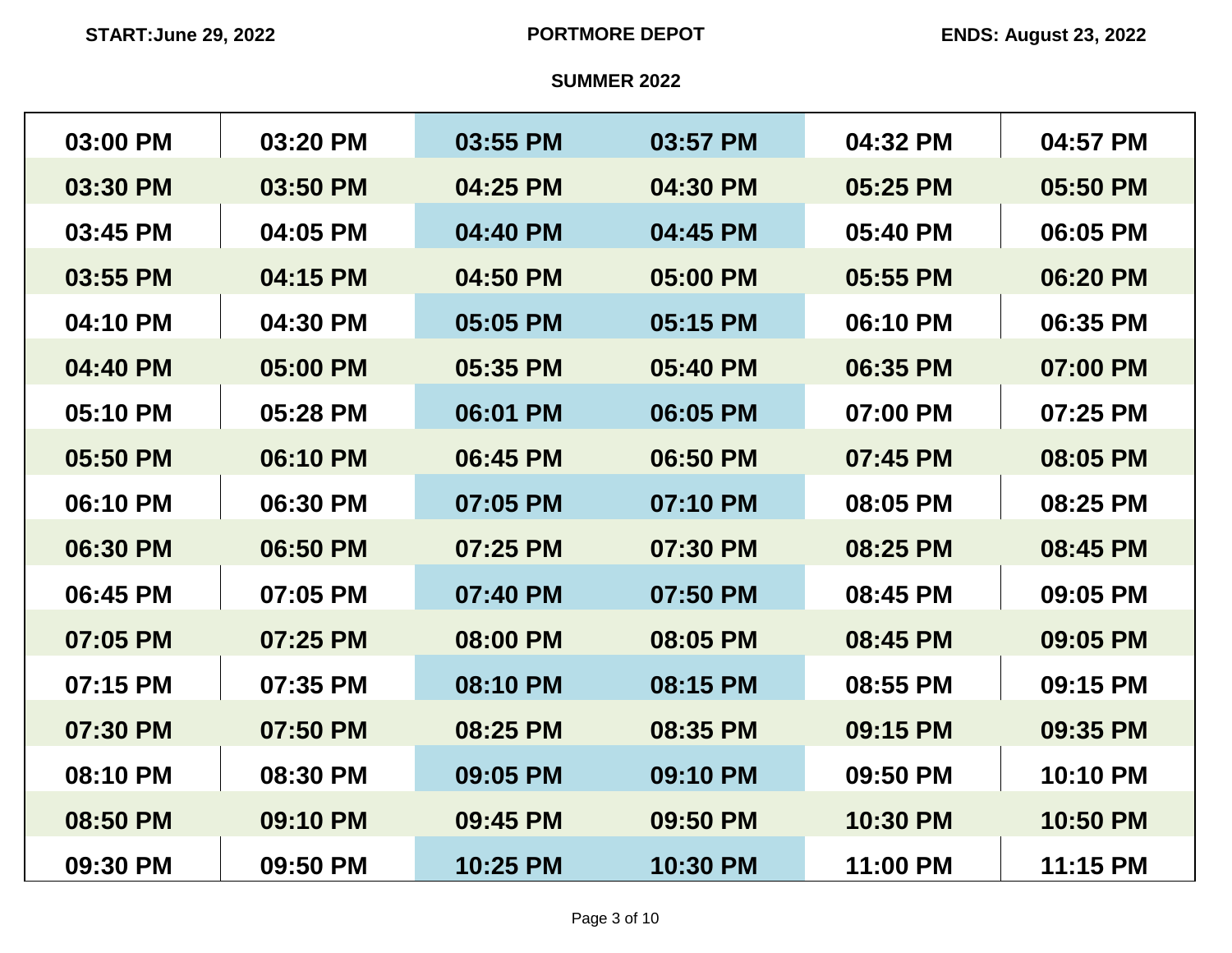**START:June 29, 2022** **PORTMORE DEPOT** **ENDS: August 23, 2022**

**SUMMER 2022**

| | | | | | |
|---|---|---|---|---|---|
| 03:00 PM | 03:20 PM | 03:55 PM | 03:57 PM | 04:32 PM | 04:57 PM |
| 03:30 PM | 03:50 PM | 04:25 PM | 04:30 PM | 05:25 PM | 05:50 PM |
| 03:45 PM | 04:05 PM | 04:40 PM | 04:45 PM | 05:40 PM | 06:05 PM |
| 03:55 PM | 04:15 PM | 04:50 PM | 05:00 PM | 05:55 PM | 06:20 PM |
| 04:10 PM | 04:30 PM | 05:05 PM | 05:15 PM | 06:10 PM | 06:35 PM |
| 04:40 PM | 05:00 PM | 05:35 PM | 05:40 PM | 06:35 PM | 07:00 PM |
| 05:10 PM | 05:28 PM | 06:01 PM | 06:05 PM | 07:00 PM | 07:25 PM |
| 05:50 PM | 06:10 PM | 06:45 PM | 06:50 PM | 07:45 PM | 08:05 PM |
| 06:10 PM | 06:30 PM | 07:05 PM | 07:10 PM | 08:05 PM | 08:25 PM |
| 06:30 PM | 06:50 PM | 07:25 PM | 07:30 PM | 08:25 PM | 08:45 PM |
| 06:45 PM | 07:05 PM | 07:40 PM | 07:50 PM | 08:45 PM | 09:05 PM |
| 07:05 PM | 07:25 PM | 08:00 PM | 08:05 PM | 08:45 PM | 09:05 PM |
| 07:15 PM | 07:35 PM | 08:10 PM | 08:15 PM | 08:55 PM | 09:15 PM |
| 07:30 PM | 07:50 PM | 08:25 PM | 08:35 PM | 09:15 PM | 09:35 PM |
| 08:10 PM | 08:30 PM | 09:05 PM | 09:10 PM | 09:50 PM | 10:10 PM |
| 08:50 PM | 09:10 PM | 09:45 PM | 09:50 PM | 10:30 PM | 10:50 PM |
| 09:30 PM | 09:50 PM | 10:25 PM | 10:30 PM | 11:00 PM | 11:15 PM |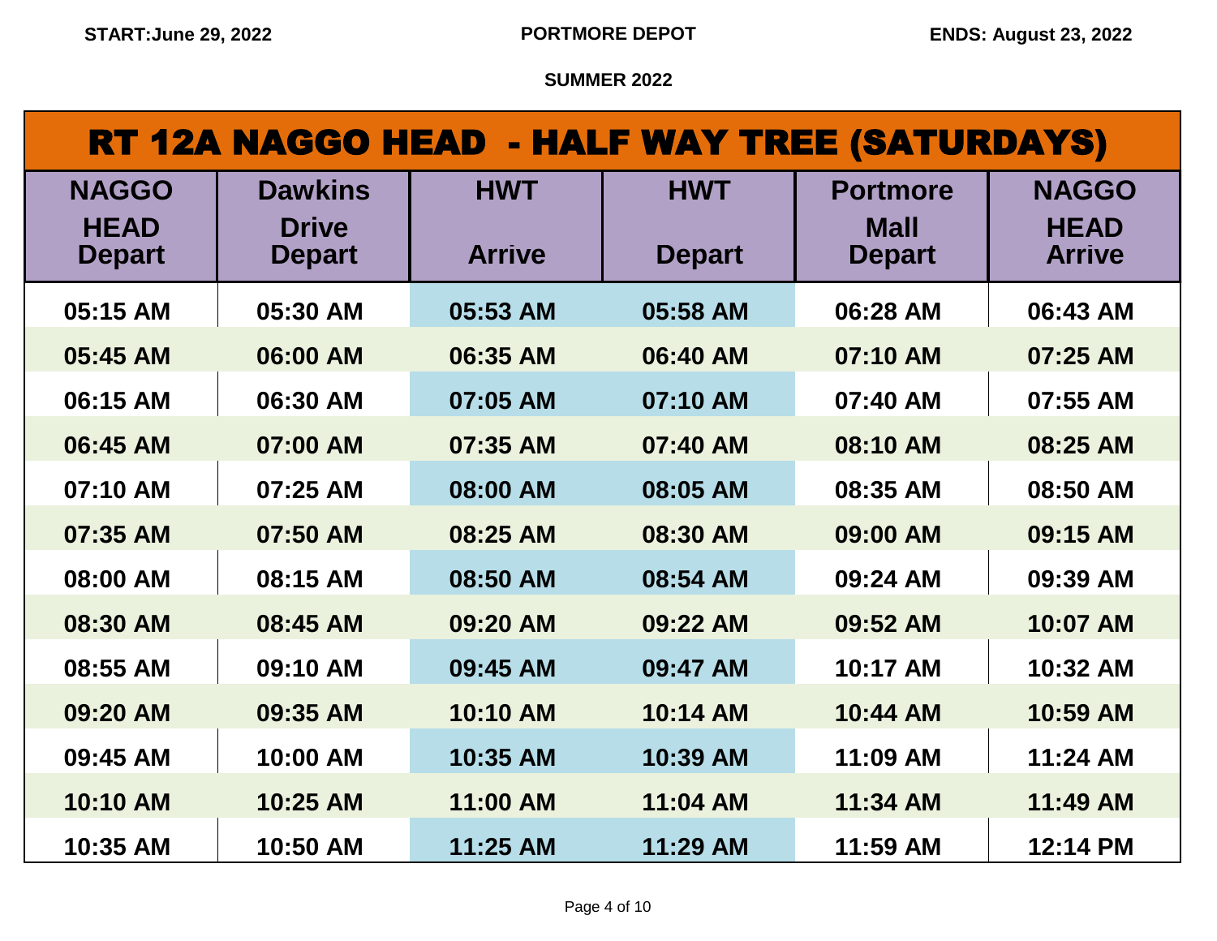**START:June 29, 2022** **PORTMORE DEPOT** **ENDS: August 23, 2022**

**SUMMER 2022**

# RT 12A NAGGO HEAD - HALF WAY TREE (SATURDAYS)

| NAGGO HEAD Depart | Dawkins Drive Depart | HWT Arrive | HWT Depart | Portmore Mall Depart | NAGGO HEAD Arrive |
|---|---|---|---|---|---|
| 05:15 AM | 05:30 AM | 05:53 AM | 05:58 AM | 06:28 AM | 06:43 AM |
| 05:45 AM | 06:00 AM | 06:35 AM | 06:40 AM | 07:10 AM | 07:25 AM |
| 06:15 AM | 06:30 AM | 07:05 AM | 07:10 AM | 07:40 AM | 07:55 AM |
| 06:45 AM | 07:00 AM | 07:35 AM | 07:40 AM | 08:10 AM | 08:25 AM |
| 07:10 AM | 07:25 AM | 08:00 AM | 08:05 AM | 08:35 AM | 08:50 AM |
| 07:35 AM | 07:50 AM | 08:25 AM | 08:30 AM | 09:00 AM | 09:15 AM |
| 08:00 AM | 08:15 AM | 08:50 AM | 08:54 AM | 09:24 AM | 09:39 AM |
| 08:30 AM | 08:45 AM | 09:20 AM | 09:22 AM | 09:52 AM | 10:07 AM |
| 08:55 AM | 09:10 AM | 09:45 AM | 09:47 AM | 10:17 AM | 10:32 AM |
| 09:20 AM | 09:35 AM | 10:10 AM | 10:14 AM | 10:44 AM | 10:59 AM |
| 09:45 AM | 10:00 AM | 10:35 AM | 10:39 AM | 11:09 AM | 11:24 AM |
| 10:10 AM | 10:25 AM | 11:00 AM | 11:04 AM | 11:34 AM | 11:49 AM |
| 10:35 AM | 10:50 AM | 11:25 AM | 11:29 AM | 11:59 AM | 12:14 PM |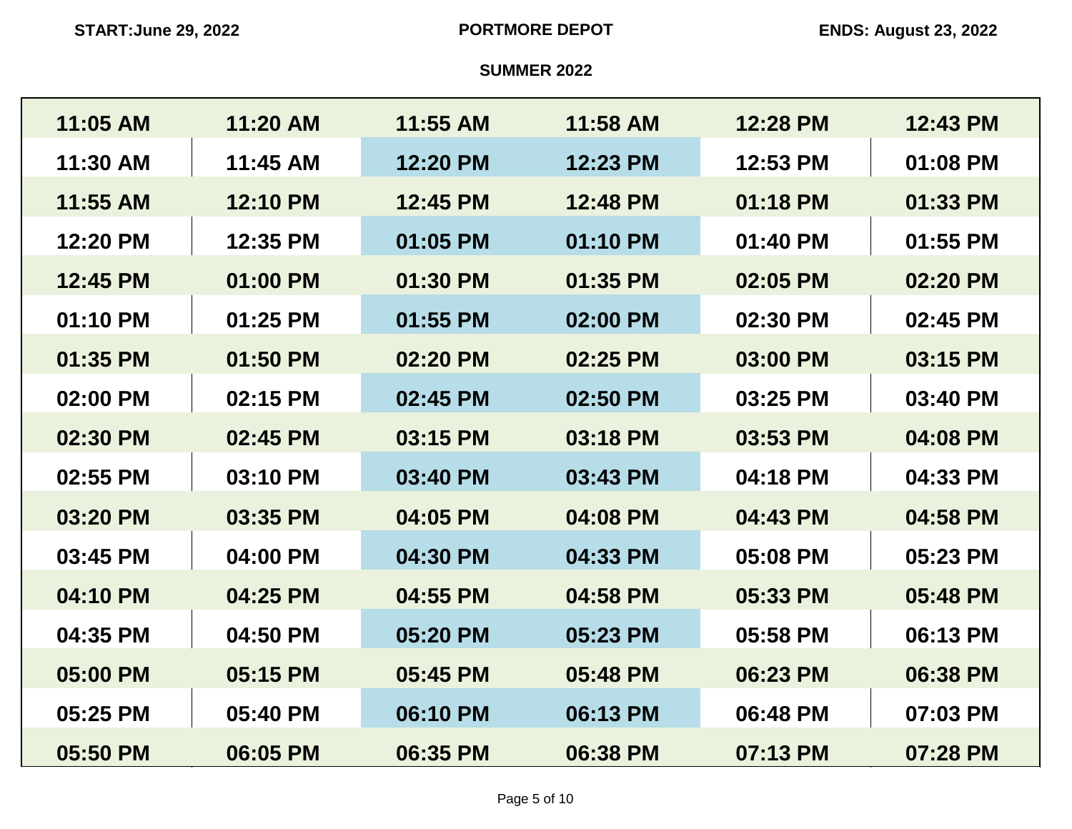**START:June 29, 2022** **PORTMORE DEPOT** **ENDS: August 23, 2022**

**SUMMER 2022**

| | | | | | |
|---|---|---|---|---|---|
| 11:05 AM | 11:20 AM | 11:55 AM | 11:58 AM | 12:28 PM | 12:43 PM |
| 11:30 AM | 11:45 AM | 12:20 PM | 12:23 PM | 12:53 PM | 01:08 PM |
| 11:55 AM | 12:10 PM | 12:45 PM | 12:48 PM | 01:18 PM | 01:33 PM |
| 12:20 PM | 12:35 PM | 01:05 PM | 01:10 PM | 01:40 PM | 01:55 PM |
| 12:45 PM | 01:00 PM | 01:30 PM | 01:35 PM | 02:05 PM | 02:20 PM |
| 01:10 PM | 01:25 PM | 01:55 PM | 02:00 PM | 02:30 PM | 02:45 PM |
| 01:35 PM | 01:50 PM | 02:20 PM | 02:25 PM | 03:00 PM | 03:15 PM |
| 02:00 PM | 02:15 PM | 02:45 PM | 02:50 PM | 03:25 PM | 03:40 PM |
| 02:30 PM | 02:45 PM | 03:15 PM | 03:18 PM | 03:53 PM | 04:08 PM |
| 02:55 PM | 03:10 PM | 03:40 PM | 03:43 PM | 04:18 PM | 04:33 PM |
| 03:20 PM | 03:35 PM | 04:05 PM | 04:08 PM | 04:43 PM | 04:58 PM |
| 03:45 PM | 04:00 PM | 04:30 PM | 04:33 PM | 05:08 PM | 05:23 PM |
| 04:10 PM | 04:25 PM | 04:55 PM | 04:58 PM | 05:33 PM | 05:48 PM |
| 04:35 PM | 04:50 PM | 05:20 PM | 05:23 PM | 05:58 PM | 06:13 PM |
| 05:00 PM | 05:15 PM | 05:45 PM | 05:48 PM | 06:23 PM | 06:38 PM |
| 05:25 PM | 05:40 PM | 06:10 PM | 06:13 PM | 06:48 PM | 07:03 PM |
| 05:50 PM | 06:05 PM | 06:35 PM | 06:38 PM | 07:13 PM | 07:28 PM |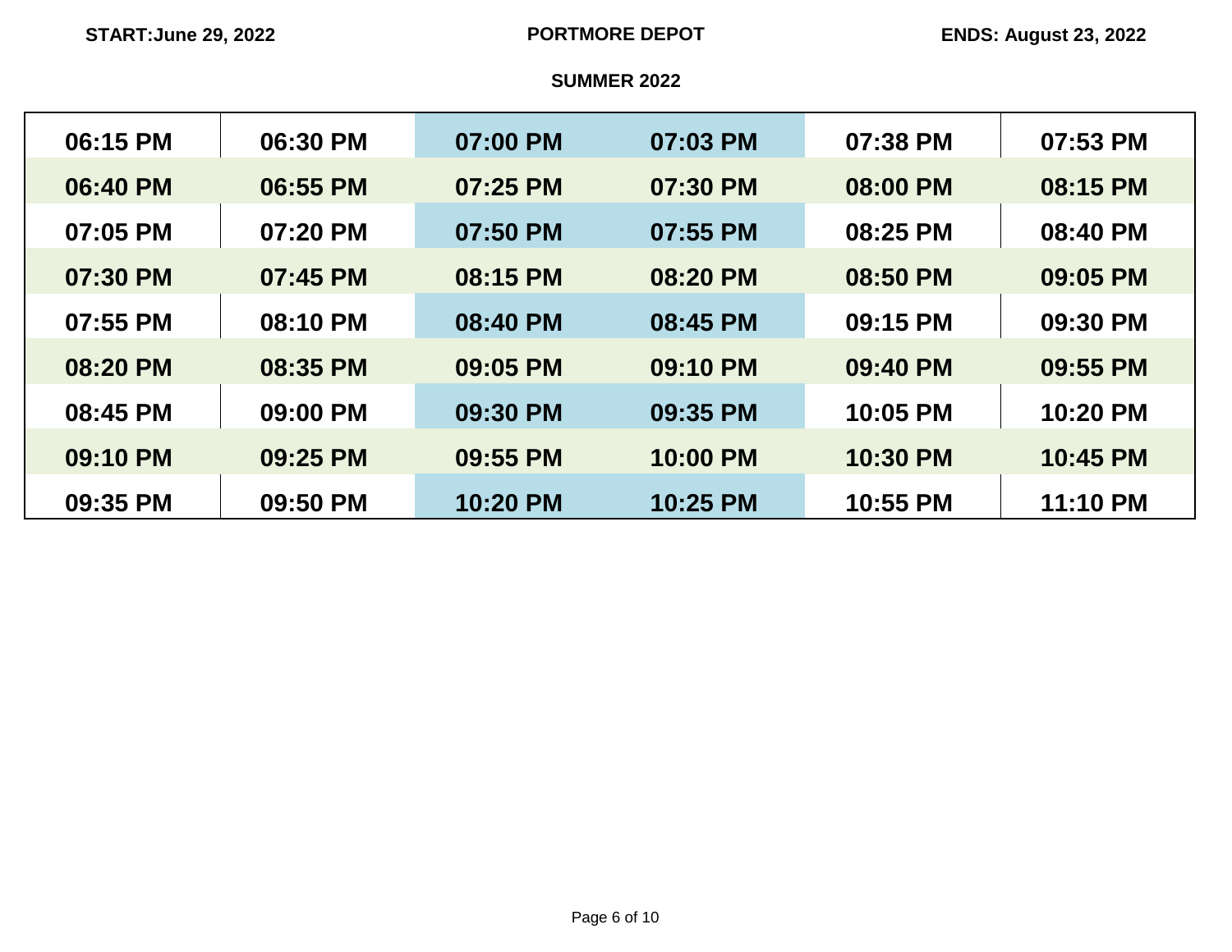START:June 29, 2022 | PORTMORE DEPOT | ENDS: August 23, 2022

SUMMER 2022

| | | | | | |
|---|---|---|---|---|---|
| 06:15 PM | 06:30 PM | 07:00 PM | 07:03 PM | 07:38 PM | 07:53 PM |
| 06:40 PM | 06:55 PM | 07:25 PM | 07:30 PM | 08:00 PM | 08:15 PM |
| 07:05 PM | 07:20 PM | 07:50 PM | 07:55 PM | 08:25 PM | 08:40 PM |
| 07:30 PM | 07:45 PM | 08:15 PM | 08:20 PM | 08:50 PM | 09:05 PM |
| 07:55 PM | 08:10 PM | 08:40 PM | 08:45 PM | 09:15 PM | 09:30 PM |
| 08:20 PM | 08:35 PM | 09:05 PM | 09:10 PM | 09:40 PM | 09:55 PM |
| 08:45 PM | 09:00 PM | 09:30 PM | 09:35 PM | 10:05 PM | 10:20 PM |
| 09:10 PM | 09:25 PM | 09:55 PM | 10:00 PM | 10:30 PM | 10:45 PM |
| 09:35 PM | 09:50 PM | 10:20 PM | 10:25 PM | 10:55 PM | 11:10 PM |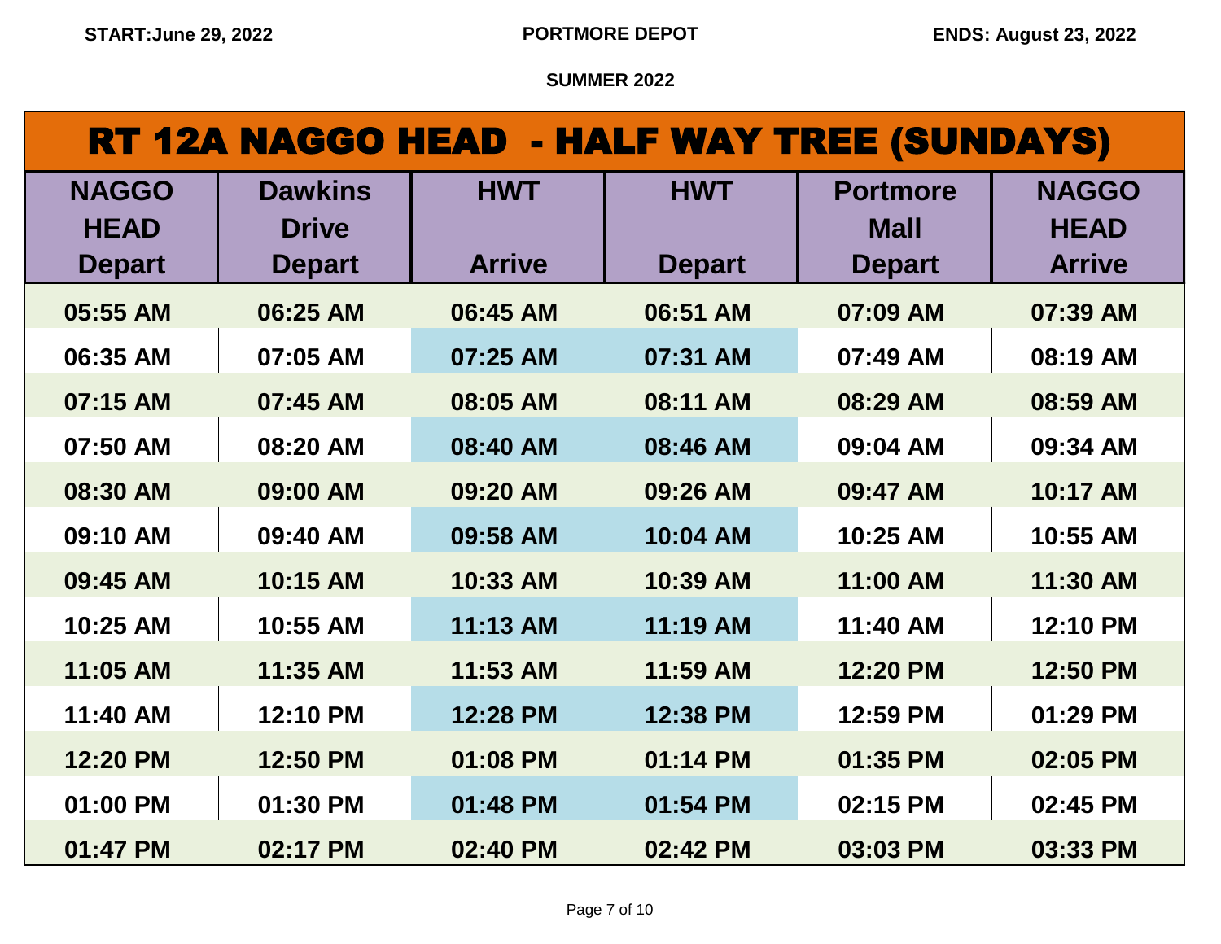START:June 29, 2022 | PORTMORE DEPOT | ENDS: August 23, 2022

SUMMER 2022

# RT 12A NAGGO HEAD - HALF WAY TREE (SUNDAYS)

| NAGGO HEAD Depart | Dawkins Drive Depart | HWT Arrive | HWT Depart | Portmore Mall Depart | NAGGO HEAD Arrive |
|---|---|---|---|---|---|
| 05:55 AM | 06:25 AM | 06:45 AM | 06:51 AM | 07:09 AM | 07:39 AM |
| 06:35 AM | 07:05 AM | 07:25 AM | 07:31 AM | 07:49 AM | 08:19 AM |
| 07:15 AM | 07:45 AM | 08:05 AM | 08:11 AM | 08:29 AM | 08:59 AM |
| 07:50 AM | 08:20 AM | 08:40 AM | 08:46 AM | 09:04 AM | 09:34 AM |
| 08:30 AM | 09:00 AM | 09:20 AM | 09:26 AM | 09:47 AM | 10:17 AM |
| 09:10 AM | 09:40 AM | 09:58 AM | 10:04 AM | 10:25 AM | 10:55 AM |
| 09:45 AM | 10:15 AM | 10:33 AM | 10:39 AM | 11:00 AM | 11:30 AM |
| 10:25 AM | 10:55 AM | 11:13 AM | 11:19 AM | 11:40 AM | 12:10 PM |
| 11:05 AM | 11:35 AM | 11:53 AM | 11:59 AM | 12:20 PM | 12:50 PM |
| 11:40 AM | 12:10 PM | 12:28 PM | 12:38 PM | 12:59 PM | 01:29 PM |
| 12:20 PM | 12:50 PM | 01:08 PM | 01:14 PM | 01:35 PM | 02:05 PM |
| 01:00 PM | 01:30 PM | 01:48 PM | 01:54 PM | 02:15 PM | 02:45 PM |
| 01:47 PM | 02:17 PM | 02:40 PM | 02:42 PM | 03:03 PM | 03:33 PM |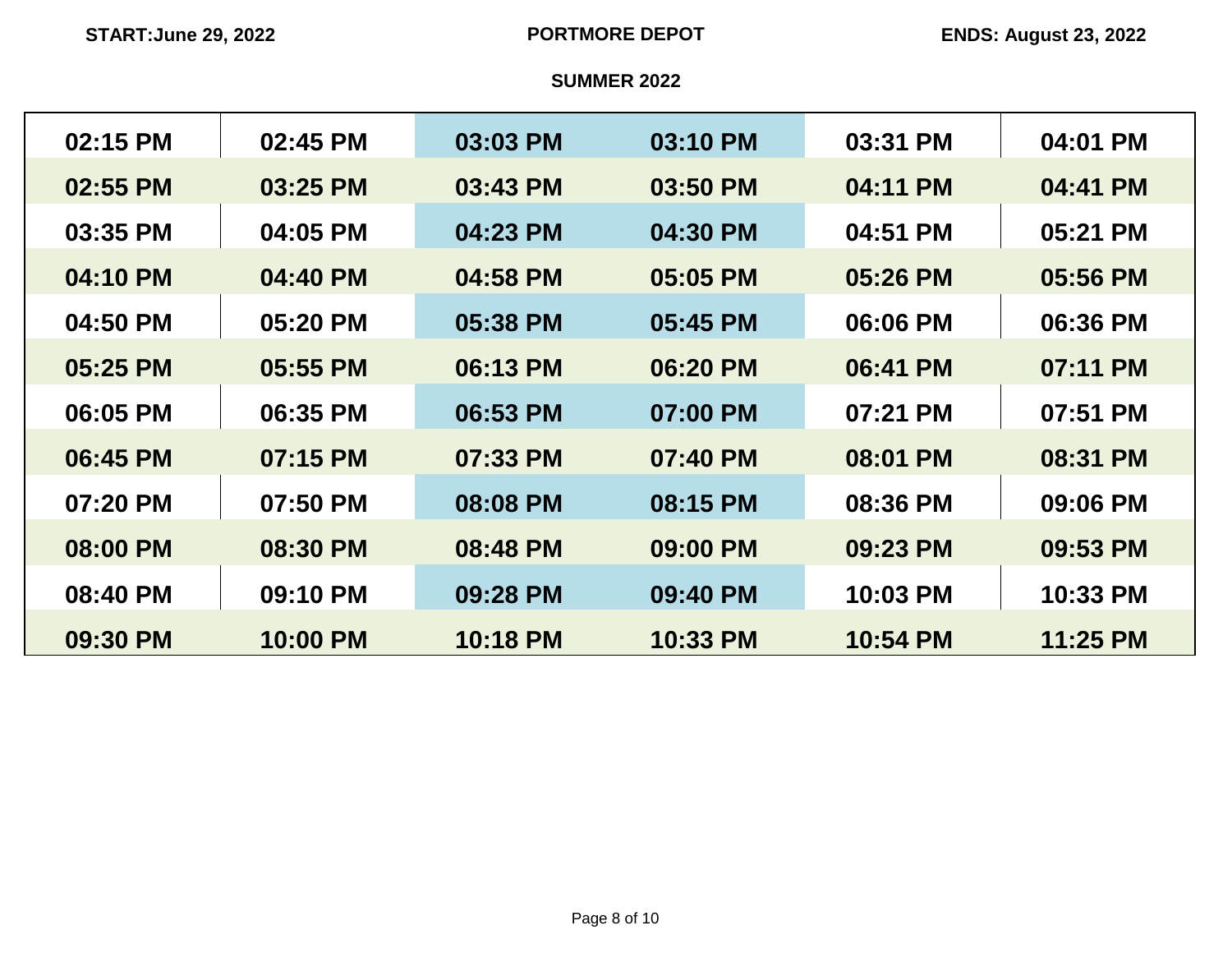**START:June 29, 2022** **PORTMORE DEPOT** **ENDS: August 23, 2022**

**SUMMER 2022**

| | | | | | |
|---|---|---|---|---|---|
| **02:15 PM** | **02:45 PM** | **03:03 PM** | **03:10 PM** | **03:31 PM** | **04:01 PM** |
| **02:55 PM** | **03:25 PM** | **03:43 PM** | **03:50 PM** | **04:11 PM** | **04:41 PM** |
| **03:35 PM** | **04:05 PM** | **04:23 PM** | **04:30 PM** | **04:51 PM** | **05:21 PM** |
| **04:10 PM** | **04:40 PM** | **04:58 PM** | **05:05 PM** | **05:26 PM** | **05:56 PM** |
| **04:50 PM** | **05:20 PM** | **05:38 PM** | **05:45 PM** | **06:06 PM** | **06:36 PM** |
| **05:25 PM** | **05:55 PM** | **06:13 PM** | **06:20 PM** | **06:41 PM** | **07:11 PM** |
| **06:05 PM** | **06:35 PM** | **06:53 PM** | **07:00 PM** | **07:21 PM** | **07:51 PM** |
| **06:45 PM** | **07:15 PM** | **07:33 PM** | **07:40 PM** | **08:01 PM** | **08:31 PM** |
| **07:20 PM** | **07:50 PM** | **08:08 PM** | **08:15 PM** | **08:36 PM** | **09:06 PM** |
| **08:00 PM** | **08:30 PM** | **08:48 PM** | **09:00 PM** | **09:23 PM** | **09:53 PM** |
| **08:40 PM** | **09:10 PM** | **09:28 PM** | **09:40 PM** | **10:03 PM** | **10:33 PM** |
| **09:30 PM** | **10:00 PM** | **10:18 PM** | **10:33 PM** | **10:54 PM** | **11:25 PM** |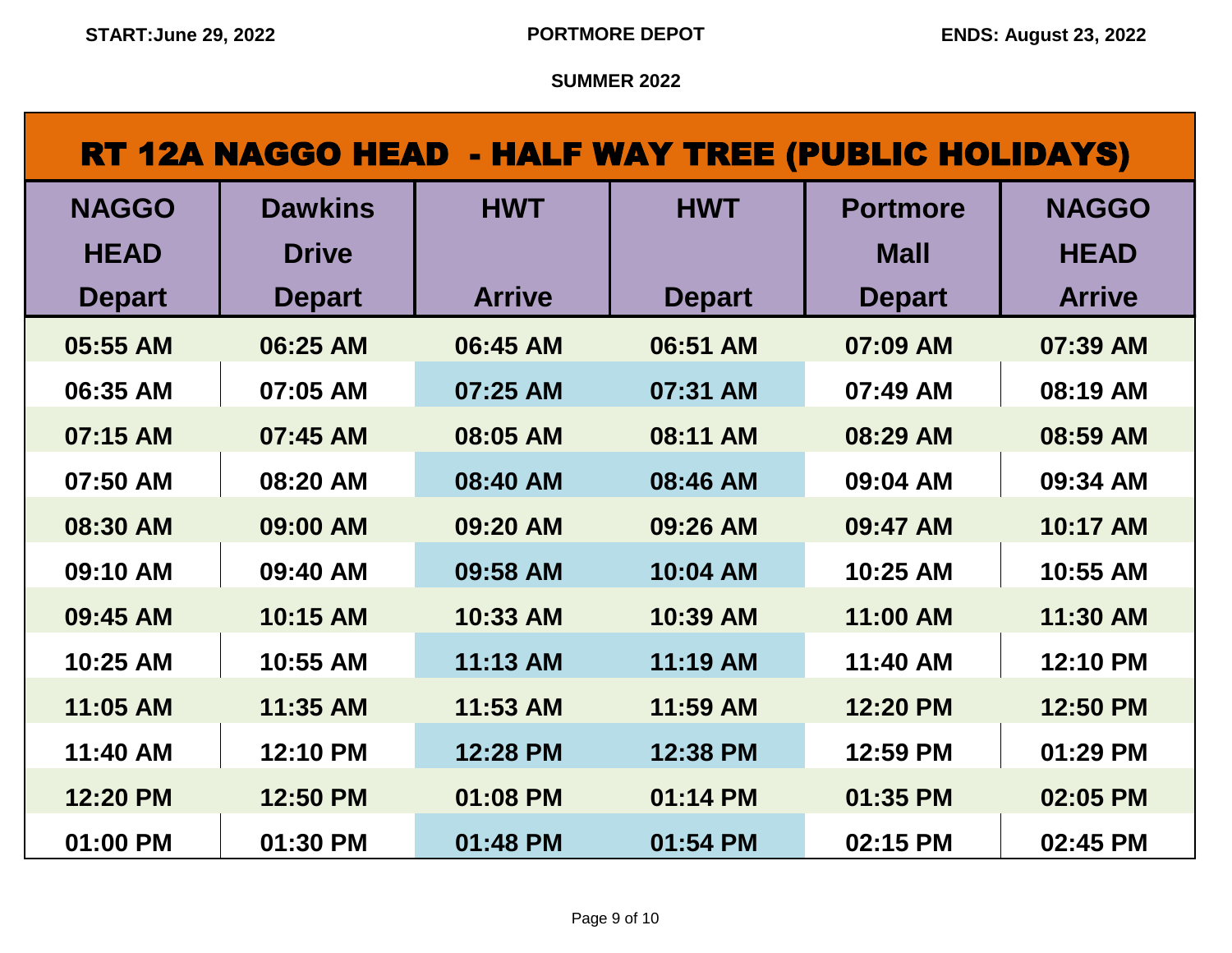START: June 29, 2022

PORTMORE DEPOT

ENDS: August 23, 2022

SUMMER 2022

# RT 12A NAGGO HEAD - HALF WAY TREE (PUBLIC HOLIDAYS)

| NAGGO HEAD Depart | Dawkins Drive Depart | HWT Arrive | HWT Depart | Portmore Mall Depart | NAGGO HEAD Arrive |
|---|---|---|---|---|---|
| 05:55 AM | 06:25 AM | 06:45 AM | 06:51 AM | 07:09 AM | 07:39 AM |
| 06:35 AM | 07:05 AM | 07:25 AM | 07:31 AM | 07:49 AM | 08:19 AM |
| 07:15 AM | 07:45 AM | 08:05 AM | 08:11 AM | 08:29 AM | 08:59 AM |
| 07:50 AM | 08:20 AM | 08:40 AM | 08:46 AM | 09:04 AM | 09:34 AM |
| 08:30 AM | 09:00 AM | 09:20 AM | 09:26 AM | 09:47 AM | 10:17 AM |
| 09:10 AM | 09:40 AM | 09:58 AM | 10:04 AM | 10:25 AM | 10:55 AM |
| 09:45 AM | 10:15 AM | 10:33 AM | 10:39 AM | 11:00 AM | 11:30 AM |
| 10:25 AM | 10:55 AM | 11:13 AM | 11:19 AM | 11:40 AM | 12:10 PM |
| 11:05 AM | 11:35 AM | 11:53 AM | 11:59 AM | 12:20 PM | 12:50 PM |
| 11:40 AM | 12:10 PM | 12:28 PM | 12:38 PM | 12:59 PM | 01:29 PM |
| 12:20 PM | 12:50 PM | 01:08 PM | 01:14 PM | 01:35 PM | 02:05 PM |
| 01:00 PM | 01:30 PM | 01:48 PM | 01:54 PM | 02:15 PM | 02:45 PM |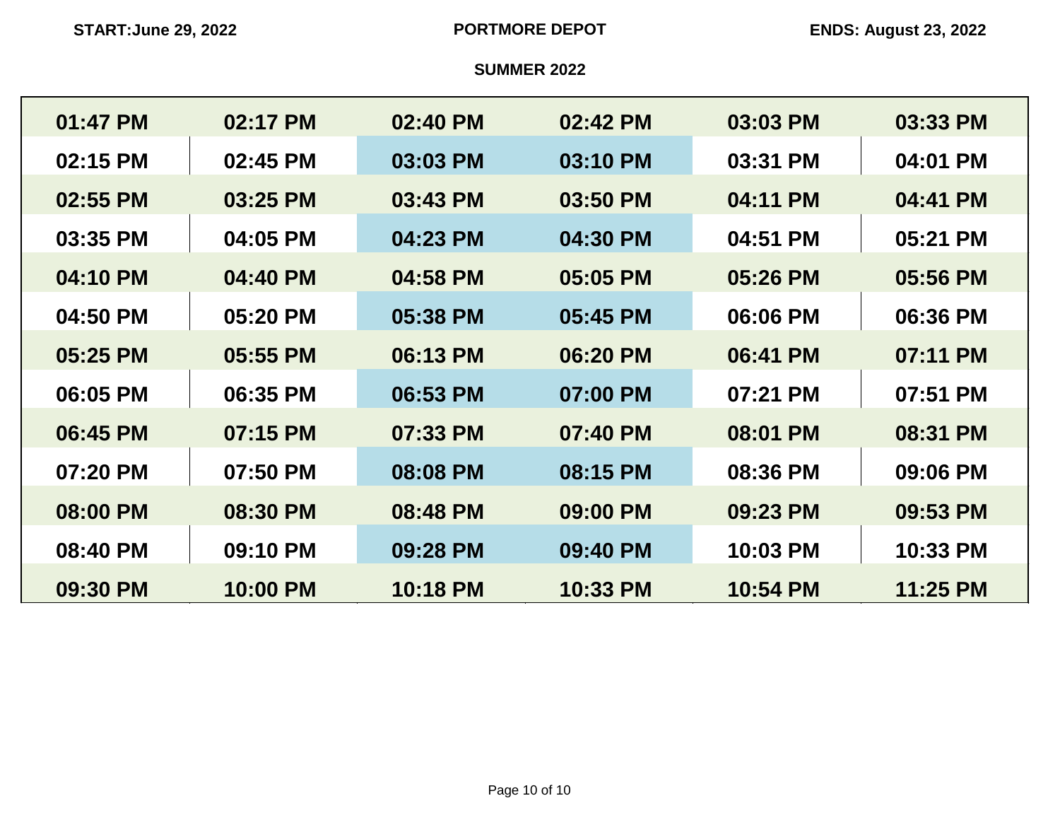**START:June 29, 2022** **PORTMORE DEPOT** **ENDS: August 23, 2022**

**SUMMER 2022**

| | | | | | |
|---|---|---|---|---|---|
| 01:47 PM | 02:17 PM | 02:40 PM | 02:42 PM | 03:03 PM | 03:33 PM |
| 02:15 PM | 02:45 PM | 03:03 PM | 03:10 PM | 03:31 PM | 04:01 PM |
| 02:55 PM | 03:25 PM | 03:43 PM | 03:50 PM | 04:11 PM | 04:41 PM |
| 03:35 PM | 04:05 PM | 04:23 PM | 04:30 PM | 04:51 PM | 05:21 PM |
| 04:10 PM | 04:40 PM | 04:58 PM | 05:05 PM | 05:26 PM | 05:56 PM |
| 04:50 PM | 05:20 PM | 05:38 PM | 05:45 PM | 06:06 PM | 06:36 PM |
| 05:25 PM | 05:55 PM | 06:13 PM | 06:20 PM | 06:41 PM | 07:11 PM |
| 06:05 PM | 06:35 PM | 06:53 PM | 07:00 PM | 07:21 PM | 07:51 PM |
| 06:45 PM | 07:15 PM | 07:33 PM | 07:40 PM | 08:01 PM | 08:31 PM |
| 07:20 PM | 07:50 PM | 08:08 PM | 08:15 PM | 08:36 PM | 09:06 PM |
| 08:00 PM | 08:30 PM | 08:48 PM | 09:00 PM | 09:23 PM | 09:53 PM |
| 08:40 PM | 09:10 PM | 09:28 PM | 09:40 PM | 10:03 PM | 10:33 PM |
| 09:30 PM | 10:00 PM | 10:18 PM | 10:33 PM | 10:54 PM | 11:25 PM |